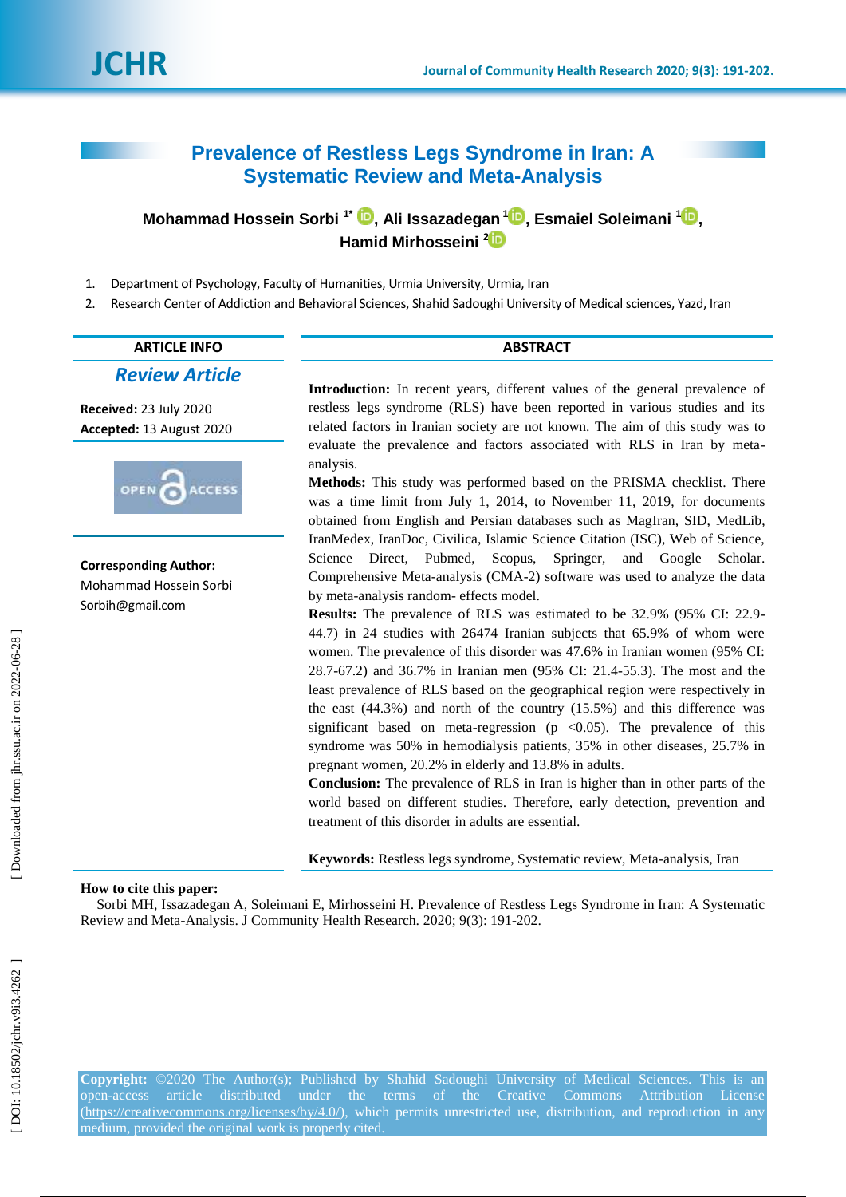# Prevalence of Restless Legs Syndrome in Iran: A Systematic Review and Meta-Analysis

**Mohammad Hossein Sorbi [1*], Ali Issazadegan [1], Esmaiel Soleimani [1], Hamid Mirhosseini [2]**

1. Department of Psychology, Faculty of Humanities, Urmia University, Urmia, Iran
2. Research Center of Addiction and Behavioral Sciences, Shahid Sadoughi University of Medical sciences, Yazd, Iran

## ARTICLE INFO

***Review Article***

**Received:** 23 July 2020
**Accepted:** 13 August 2020

**Corresponding Author:**
Mohammad Hossein Sorbi
Sorbih@gmail.com

## ABSTRACT

**Introduction:** In recent years, different values of the general prevalence of restless legs syndrome (RLS) have been reported in various studies and its related factors in Iranian society are not known. The aim of this study was to evaluate the prevalence and factors associated with RLS in Iran by meta-analysis.

**Methods:** This study was performed based on the PRISMA checklist. There was a time limit from July 1, 2014, to November 11, 2019, for documents obtained from English and Persian databases such as MagIran, SID, MedLib, IranMedex, IranDoc, Civilica, Islamic Science Citation (ISC), Web of Science, Science Direct, Pubmed, Scopus, Springer, and Google Scholar. Comprehensive Meta-analysis (CMA-2) software was used to analyze the data by meta-analysis random- effects model.

**Results:** The prevalence of RLS was estimated to be 32.9% (95% CI: 22.9-44.7) in 24 studies with 26474 Iranian subjects that 65.9% of whom were women. The prevalence of this disorder was 47.6% in Iranian women (95% CI: 28.7-67.2) and 36.7% in Iranian men (95% CI: 21.4-55.3). The most and the least prevalence of RLS based on the geographical region were respectively in the east (44.3%) and north of the country (15.5%) and this difference was significant based on meta-regression ($p < 0.05$). The prevalence of this syndrome was 50% in hemodialysis patients, 35% in other diseases, 25.7% in pregnant women, 20.2% in elderly and 13.8% in adults.

**Conclusion:** The prevalence of RLS in Iran is higher than in other parts of the world based on different studies. Therefore, early detection, prevention and treatment of this disorder in adults are essential.

**Keywords:** Restless legs syndrome, Systematic review, Meta-analysis, Iran

**How to cite this paper:**
Sorbi MH, Issazadegan A, Soleimani E, Mirhosseini H. Prevalence of Restless Legs Syndrome in Iran: A Systematic Review and Meta-Analysis. J Community Health Research. 2020; 9(3): 191-202.

**Copyright:** ©2020 The Author(s); Published by Shahid Sadoughi University of Medical Sciences. This is an open-access article distributed under the terms of the Creative Commons Attribution License (https://creativecommons.org/licenses/by/4.0/), which permits unrestricted use, distribution, and reproduction in any medium, provided the original work is properly cited.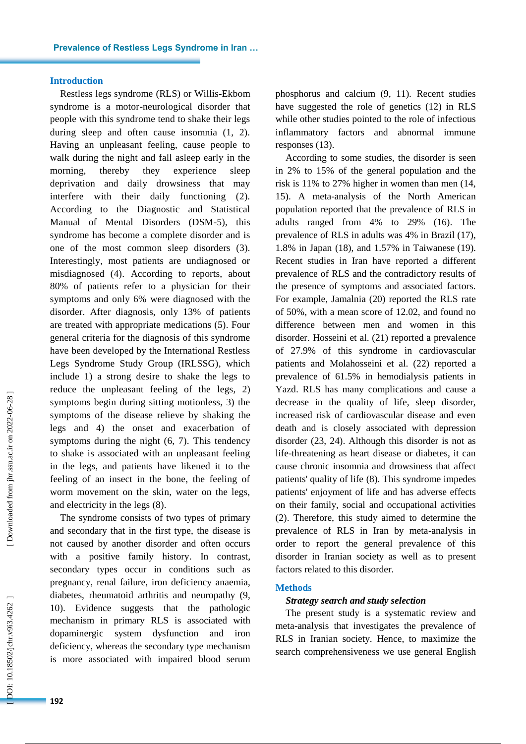## Introduction

Restless legs syndrome (RLS) or Willis-Ekbom syndrome is a motor-neurological disorder that people with this syndrome tend to shake their legs during sleep and often cause insomnia (1, 2). Having an unpleasant feeling, cause people to walk during the night and fall asleep early in the morning, thereby they experience sleep deprivation and daily drowsiness that may interfere with their daily functioning (2). According to the Diagnostic and Statistical Manual of Mental Disorders (DSM-5), this syndrome has become a complete disorder and is one of the most common sleep disorders (3). Interestingly, most patients are undiagnosed or misdiagnosed (4). According to reports, about 80% of patients refer to a physician for their symptoms and only 6% were diagnosed with the disorder. After diagnosis, only 13% of patients are treated with appropriate medications (5). Four general criteria for the diagnosis of this syndrome have been developed by the International Restless Legs Syndrome Study Group (IRLSSG), which include 1) a strong desire to shake the legs to reduce the unpleasant feeling of the legs, 2) symptoms begin during sitting motionless, 3) the symptoms of the disease relieve by shaking the legs and 4) the onset and exacerbation of symptoms during the night (6, 7). This tendency to shake is associated with an unpleasant feeling in the legs, and patients have likened it to the feeling of an insect in the bone, the feeling of worm movement on the skin, water on the legs, and electricity in the legs (8).

The syndrome consists of two types of primary and secondary that in the first type, the disease is not caused by another disorder and often occurs with a positive family history. In contrast, secondary types occur in conditions such as pregnancy, renal failure, iron deficiency anaemia, diabetes, rheumatoid arthritis and neuropathy (9, 10). Evidence suggests that the pathologic mechanism in primary RLS is associated with dopaminergic system dysfunction and iron deficiency, whereas the secondary type mechanism is more associated with impaired blood serum phosphorus and calcium (9, 11). Recent studies have suggested the role of genetics (12) in RLS while other studies pointed to the role of infectious inflammatory factors and abnormal immune responses (13).

According to some studies, the disorder is seen in 2% to 15% of the general population and the risk is 11% to 27% higher in women than men (14, 15). A meta-analysis of the North American population reported that the prevalence of RLS in adults ranged from 4% to 29% (16). The prevalence of RLS in adults was 4% in Brazil (17), 1.8% in Japan (18), and 1.57% in Taiwanese (19). Recent studies in Iran have reported a different prevalence of RLS and the contradictory results of the presence of symptoms and associated factors. For example, Jamalnia (20) reported the RLS rate of 50%, with a mean score of 12.02, and found no difference between men and women in this disorder. Hosseini et al. (21) reported a prevalence of 27.9% of this syndrome in cardiovascular patients and Molahosseini et al. (22) reported a prevalence of 61.5% in hemodialysis patients in Yazd. RLS has many complications and cause a decrease in the quality of life, sleep disorder, increased risk of cardiovascular disease and even death and is closely associated with depression disorder (23, 24). Although this disorder is not as life-threatening as heart disease or diabetes, it can cause chronic insomnia and drowsiness that affect patients' quality of life (8). This syndrome impedes patients' enjoyment of life and has adverse effects on their family, social and occupational activities (2). Therefore, this study aimed to determine the prevalence of RLS in Iran by meta-analysis in order to report the general prevalence of this disorder in Iranian society as well as to present factors related to this disorder.

## Methods

### *Strategy search and study selection*

The present study is a systematic review and meta-analysis that investigates the prevalence of RLS in Iranian society. Hence, to maximize the search comprehensiveness we use general English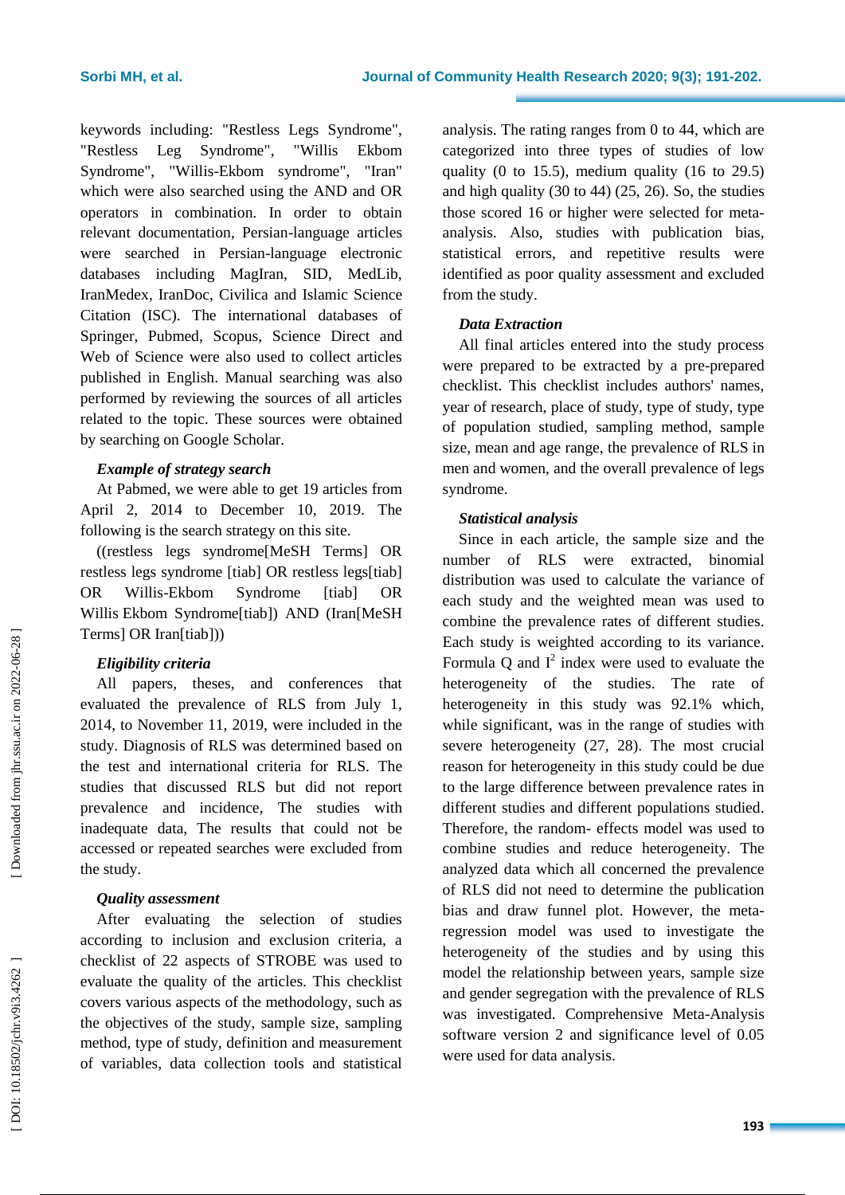keywords including: "Restless Legs Syndrome", "Restless Leg Syndrome", "Willis Ekbom Syndrome", "Willis-Ekbom syndrome", "Iran" which were also searched using the AND and OR operators in combination. In order to obtain relevant documentation, Persian-language articles were searched in Persian-language electronic databases including MagIran, SID, MedLib, IranMedex, IranDoc, Civilica and Islamic Science Citation (ISC). The international databases of Springer, Pubmed, Scopus, Science Direct and Web of Science were also used to collect articles published in English. Manual searching was also performed by reviewing the sources of all articles related to the topic. These sources were obtained by searching on Google Scholar.

### *Example of strategy search*

At Pabmed, we were able to get 19 articles from April 2, 2014 to December 10, 2019. The following is the search strategy on this site.

((restless legs syndrome[MeSH Terms] OR restless legs syndrome [tiab] OR restless legs[tiab] OR Willis-Ekbom Syndrome [tiab] OR Willis Ekbom Syndrome[tiab]) AND (Iran[MeSH Terms] OR Iran[tiab]))

### *Eligibility criteria*

All papers, theses, and conferences that evaluated the prevalence of RLS from July 1, 2014, to November 11, 2019, were included in the study. Diagnosis of RLS was determined based on the test and international criteria for RLS. The studies that discussed RLS but did not report prevalence and incidence, The studies with inadequate data, The results that could not be accessed or repeated searches were excluded from the study.

### *Quality assessment*

After evaluating the selection of studies according to inclusion and exclusion criteria, a checklist of 22 aspects of STROBE was used to evaluate the quality of the articles. This checklist covers various aspects of the methodology, such as the objectives of the study, sample size, sampling method, type of study, definition and measurement of variables, data collection tools and statistical analysis. The rating ranges from 0 to 44, which are categorized into three types of studies of low quality (0 to 15.5), medium quality (16 to 29.5) and high quality (30 to 44) (25, 26). So, the studies those scored 16 or higher were selected for meta-analysis. Also, studies with publication bias, statistical errors, and repetitive results were identified as poor quality assessment and excluded from the study.

### *Data Extraction*

All final articles entered into the study process were prepared to be extracted by a pre-prepared checklist. This checklist includes authors' names, year of research, place of study, type of study, type of population studied, sampling method, sample size, mean and age range, the prevalence of RLS in men and women, and the overall prevalence of legs syndrome.

### *Statistical analysis*

Since in each article, the sample size and the number of RLS were extracted, binomial distribution was used to calculate the variance of each study and the weighted mean was used to combine the prevalence rates of different studies. Each study is weighted according to its variance. Formula Q and $I^2$ index were used to evaluate the heterogeneity of the studies. The rate of heterogeneity in this study was 92.1% which, while significant, was in the range of studies with severe heterogeneity (27, 28). The most crucial reason for heterogeneity in this study could be due to the large difference between prevalence rates in different studies and different populations studied. Therefore, the random- effects model was used to combine studies and reduce heterogeneity. The analyzed data which all concerned the prevalence of RLS did not need to determine the publication bias and draw funnel plot. However, the meta-regression model was used to investigate the heterogeneity of the studies and by using this model the relationship between years, sample size and gender segregation with the prevalence of RLS was investigated. Comprehensive Meta-Analysis software version 2 and significance level of 0.05 were used for data analysis.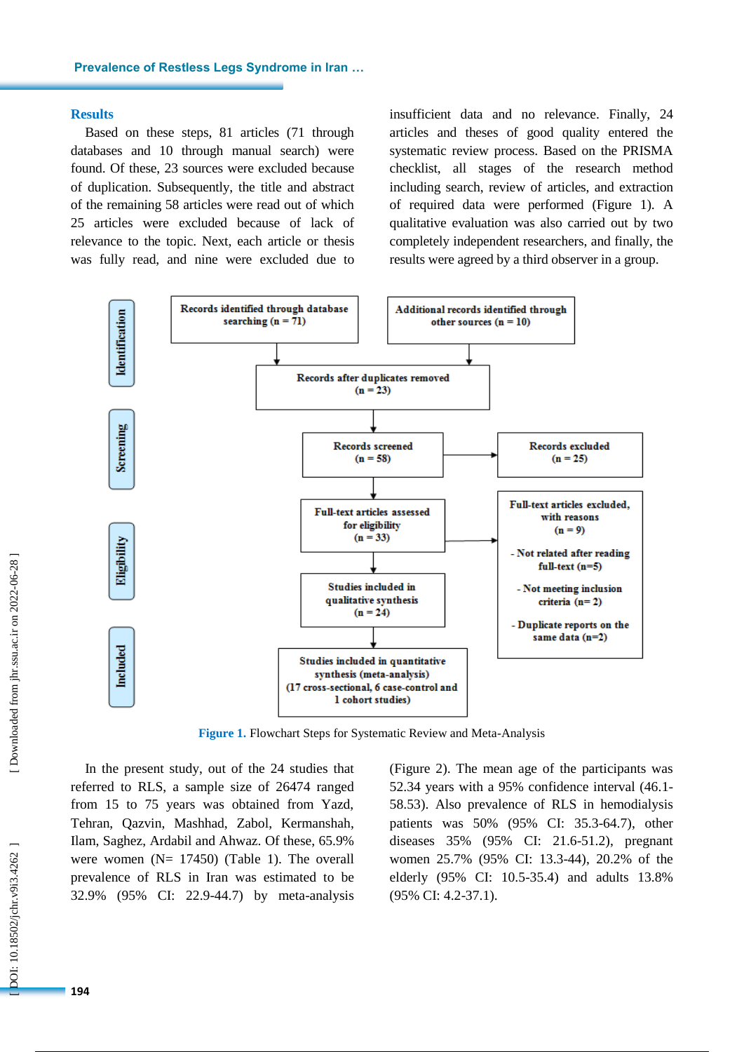## Results

Based on these steps, 81 articles (71 through databases and 10 through manual search) were found. Of these, 23 sources were excluded because of duplication. Subsequently, the title and abstract of the remaining 58 articles were read out of which 25 articles were excluded because of lack of relevance to the topic. Next, each article or thesis was fully read, and nine were excluded due to insufficient data and no relevance. Finally, 24 articles and theses of good quality entered the systematic review process. Based on the PRISMA checklist, all stages of the research method including search, review of articles, and extraction of required data were performed (Figure 1). A qualitative evaluation was also carried out by two completely independent researchers, and finally, the results were agreed by a third observer in a group.

Identification

Records identified through database searching (n = 71)

Additional records identified through other sources (n = 10)

Records after duplicates removed (n = 23)

Screening

Records screened (n = 58)

Records excluded (n = 25)

Eligibility

Full-text articles assessed for eligibility (n = 33)

Full-text articles excluded, with reasons (n = 9)

- Not related after reading full-text (n=5)

- Not meeting inclusion criteria (n= 2)

- Duplicate reports on the same data (n=2)

Studies included in qualitative synthesis (n = 24)

Included

Studies included in quantitative synthesis (meta-analysis) (17 cross-sectional, 6 case-control and 1 cohort studies)

**Figure 1.** Flowchart Steps for Systematic Review and Meta-Analysis

In the present study, out of the 24 studies that referred to RLS, a sample size of 26474 ranged from 15 to 75 years was obtained from Yazd, Tehran, Qazvin, Mashhad, Zabol, Kermanshah, Ilam, Saghez, Ardabil and Ahwaz. Of these, 65.9% were women (N= 17450) (Table 1). The overall prevalence of RLS in Iran was estimated to be 32.9% (95% CI: 22.9-44.7) by meta-analysis (Figure 2). The mean age of the participants was 52.34 years with a 95% confidence interval (46.1-58.53). Also prevalence of RLS in hemodialysis patients was 50% (95% CI: 35.3-64.7), other diseases 35% (95% CI: 21.6-51.2), pregnant women 25.7% (95% CI: 13.3-44), 20.2% of the elderly (95% CI: 10.5-35.4) and adults 13.8% (95% CI: 4.2-37.1).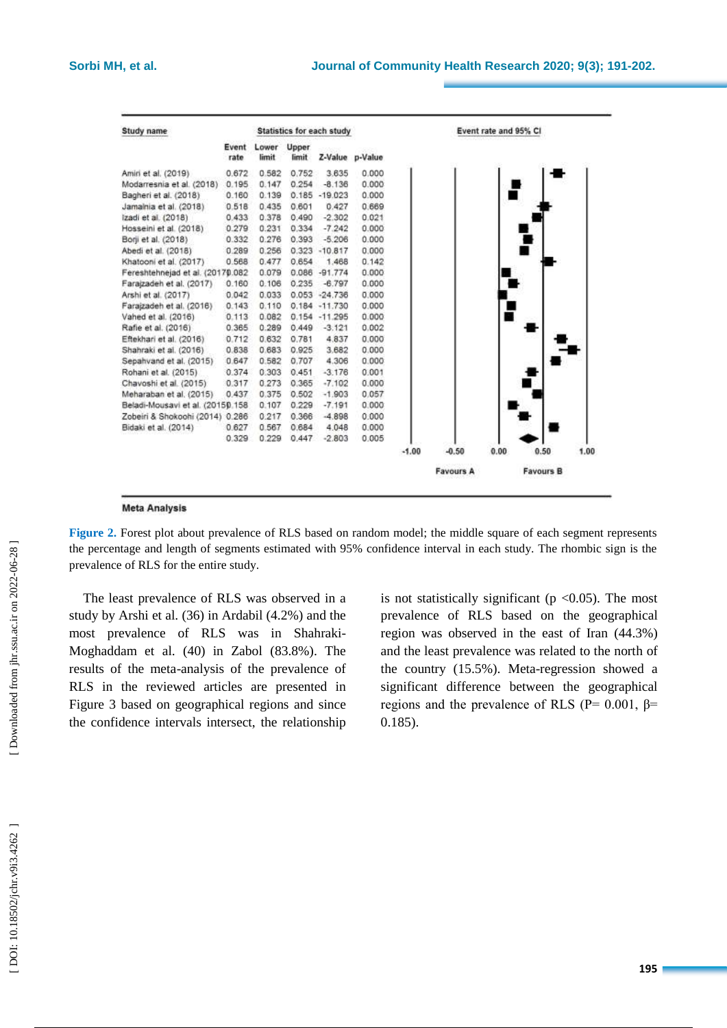| Study name | Event rate | Lower limit | Upper limit | Z-Value | p-Value |
|---|---|---|---|---|---|
| Amiri et al. (2019) | 0.672 | 0.582 | 0.752 | 3.635 | 0.000 |
| Modarresnia et al. (2018) | 0.195 | 0.147 | 0.254 | -8.136 | 0.000 |
| Bagheri et al. (2018) | 0.160 | 0.139 | 0.185 | -19.023 | 0.000 |
| Jamalnia et al. (2018) | 0.518 | 0.435 | 0.601 | 0.427 | 0.669 |
| Izadi et al. (2018) | 0.433 | 0.378 | 0.490 | -2.302 | 0.021 |
| Hosseini et al. (2018) | 0.279 | 0.231 | 0.334 | -7.242 | 0.000 |
| Borji et al. (2018) | 0.332 | 0.276 | 0.393 | -5.206 | 0.000 |
| Abedi et al. (2018) | 0.289 | 0.256 | 0.323 | -10.817 | 0.000 |
| Khatooni et al. (2017) | 0.568 | 0.477 | 0.654 | 1.468 | 0.142 |
| Fereshtehnejad et al. (2017) | 0.082 | 0.079 | 0.086 | -91.774 | 0.000 |
| Farajzadeh et al. (2017) | 0.160 | 0.106 | 0.235 | -6.797 | 0.000 |
| Arshi et al. (2017) | 0.042 | 0.033 | 0.053 | -24.736 | 0.000 |
| Farajzadeh et al. (2016) | 0.143 | 0.110 | 0.184 | -11.730 | 0.000 |
| Vahed et al. (2016) | 0.113 | 0.082 | 0.154 | -11.295 | 0.000 |
| Rafie et al. (2016) | 0.365 | 0.289 | 0.449 | -3.121 | 0.002 |
| Eftekhari et al. (2016) | 0.712 | 0.632 | 0.781 | 4.837 | 0.000 |
| Shahraki et al. (2016) | 0.838 | 0.683 | 0.925 | 3.682 | 0.000 |
| Sepahvand et al. (2015) | 0.647 | 0.582 | 0.707 | 4.306 | 0.000 |
| Rohani et al. (2015) | 0.374 | 0.303 | 0.451 | -3.176 | 0.001 |
| Chavoshi et al. (2015) | 0.317 | 0.273 | 0.365 | -7.102 | 0.000 |
| Meharaban et al. (2015) | 0.437 | 0.375 | 0.502 | -1.903 | 0.057 |
| Beladi-Mousavi et al. (2015) | 0.158 | 0.107 | 0.229 | -7.191 | 0.000 |
| Zobeiri & Shokoohi (2014) | 0.286 | 0.217 | 0.366 | -4.898 | 0.000 |
| Bidaki et al. (2014) | 0.627 | 0.567 | 0.684 | 4.048 | 0.000 |
| | 0.329 | 0.229 | 0.447 | -2.803 | 0.005 |

Event rate and 95% CI

-1.00 -0.50 0.00 0.50 1.00

Favours A Favours B

Meta Analysis

**Figure 2.** Forest plot about prevalence of RLS based on random model; the middle square of each segment represents the percentage and length of segments estimated with 95% confidence interval in each study. The rhombic sign is the prevalence of RLS for the entire study.

The least prevalence of RLS was observed in a study by Arshi et al. (36) in Ardabil (4.2%) and the most prevalence of RLS was in Shahraki-Moghaddam et al. (40) in Zabol (83.8%). The results of the meta-analysis of the prevalence of RLS in the reviewed articles are presented in Figure 3 based on geographical regions and since the confidence intervals intersect, the relationship is not statistically significant ($p < 0.05$). The most prevalence of RLS based on the geographical region was observed in the east of Iran (44.3%) and the least prevalence was related to the north of the country (15.5%). Meta-regression showed a significant difference between the geographical regions and the prevalence of RLS ($P = 0.001$, $\beta = 0.185$).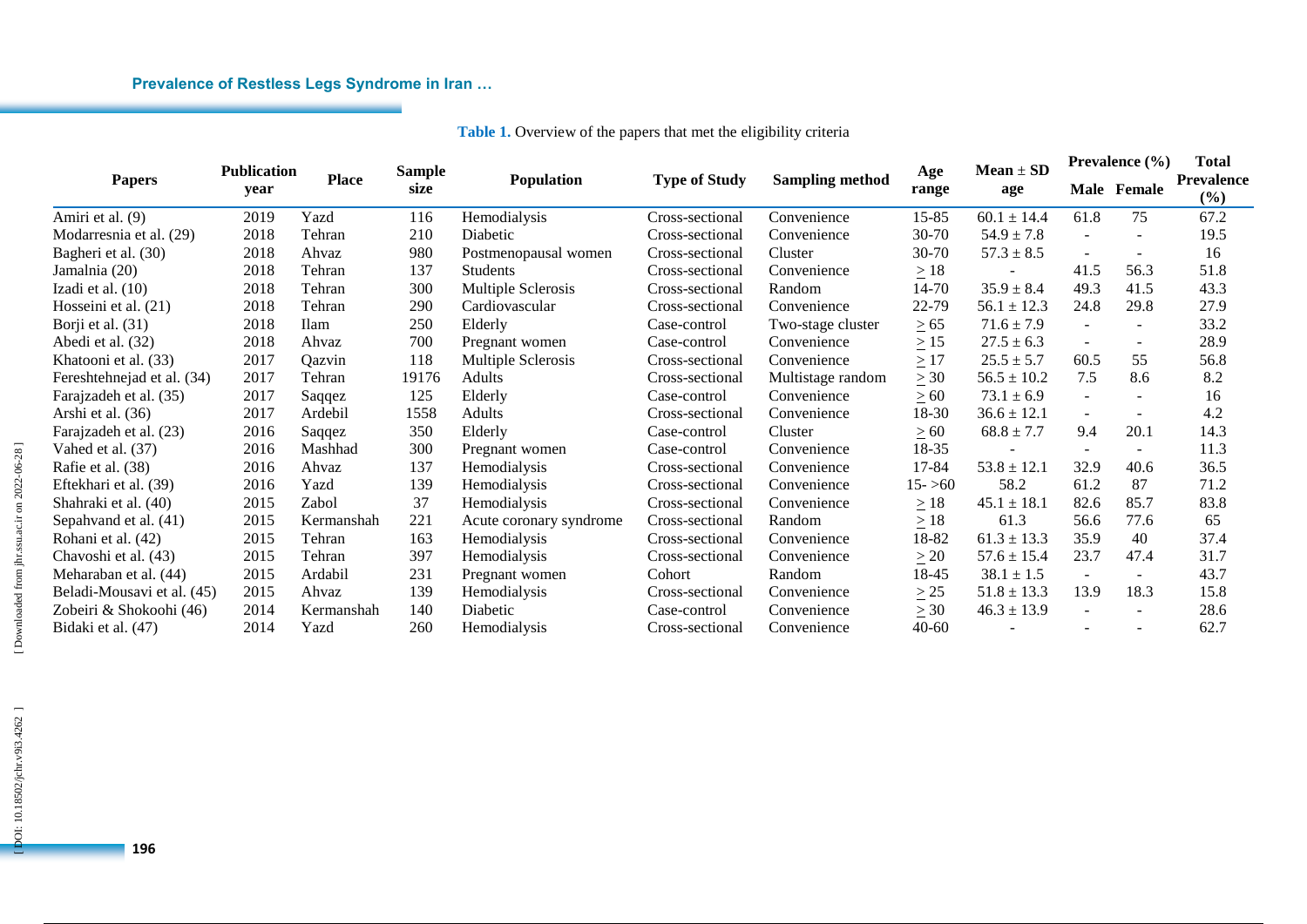**Table 1.** Overview of the papers that met the eligibility criteria

| Papers | Publication year | Place | Sample size | Population | Type of Study | Sampling method | Age range | Mean ± SD age | Prevalence (%) | | Total Prevalence (%) |
|---|---|---|---|---|---|---|---|---|---|---|---|
| | | | | | | | | | Male | Female | |
| Amiri et al. (9) | 2019 | Yazd | 116 | Hemodialysis | Cross-sectional | Convenience | 15-85 | 60.1 ± 14.4 | 61.8 | 75 | 67.2 |
| Modarresnia et al. (29) | 2018 | Tehran | 210 | Diabetic | Cross-sectional | Convenience | 30-70 | 54.9 ± 7.8 | - | - | 19.5 |
| Bagheri et al. (30) | 2018 | Ahvaz | 980 | Postmenopausal women | Cross-sectional | Cluster | 30-70 | 57.3 ± 8.5 | - | - | 16 |
| Jamalnia (20) | 2018 | Tehran | 137 | Students | Cross-sectional | Convenience | ≥ 18 | - | 41.5 | 56.3 | 51.8 |
| Izadi et al. (10) | 2018 | Tehran | 300 | Multiple Sclerosis | Cross-sectional | Random | 14-70 | 35.9 ± 8.4 | 49.3 | 41.5 | 43.3 |
| Hosseini et al. (21) | 2018 | Tehran | 290 | Cardiovascular | Cross-sectional | Convenience | 22-79 | 56.1 ± 12.3 | 24.8 | 29.8 | 27.9 |
| Borji et al. (31) | 2018 | Ilam | 250 | Elderly | Case-control | Two-stage cluster | ≥ 65 | 71.6 ± 7.9 | - | - | 33.2 |
| Abedi et al. (32) | 2018 | Ahvaz | 700 | Pregnant women | Case-control | Convenience | ≥ 15 | 27.5 ± 6.3 | - | - | 28.9 |
| Khatooni et al. (33) | 2017 | Qazvin | 118 | Multiple Sclerosis | Cross-sectional | Convenience | ≥ 17 | 25.5 ± 5.7 | 60.5 | 55 | 56.8 |
| Fereshtehnejad et al. (34) | 2017 | Tehran | 19176 | Adults | Cross-sectional | Multistage random | ≥ 30 | 56.5 ± 10.2 | 7.5 | 8.6 | 8.2 |
| Farajzadeh et al. (35) | 2017 | Saqqez | 125 | Elderly | Case-control | Convenience | ≥ 60 | 73.1 ± 6.9 | - | - | 16 |
| Arshi et al. (36) | 2017 | Ardebil | 1558 | Adults | Cross-sectional | Convenience | 18-30 | 36.6 ± 12.1 | - | - | 4.2 |
| Farajzadeh et al. (23) | 2016 | Saqqez | 350 | Elderly | Case-control | Cluster | ≥ 60 | 68.8 ± 7.7 | 9.4 | 20.1 | 14.3 |
| Vahed et al. (37) | 2016 | Mashhad | 300 | Pregnant women | Case-control | Convenience | 18-35 | - | - | - | 11.3 |
| Rafie et al. (38) | 2016 | Ahvaz | 137 | Hemodialysis | Cross-sectional | Convenience | 17-84 | 53.8 ± 12.1 | 32.9 | 40.6 | 36.5 |
| Eftekhari et al. (39) | 2016 | Yazd | 139 | Hemodialysis | Cross-sectional | Convenience | 15- >60 | 58.2 | 61.2 | 87 | 71.2 |
| Shahraki et al. (40) | 2015 | Zabol | 37 | Hemodialysis | Cross-sectional | Convenience | ≥ 18 | 45.1 ± 18.1 | 82.6 | 85.7 | 83.8 |
| Sepahvand et al. (41) | 2015 | Kermanshah | 221 | Acute coronary syndrome | Cross-sectional | Random | ≥ 18 | 61.3 | 56.6 | 77.6 | 65 |
| Rohani et al. (42) | 2015 | Tehran | 163 | Hemodialysis | Cross-sectional | Convenience | 18-82 | 61.3 ± 13.3 | 35.9 | 40 | 37.4 |
| Chavoshi et al. (43) | 2015 | Tehran | 397 | Hemodialysis | Cross-sectional | Convenience | ≥ 20 | 57.6 ± 15.4 | 23.7 | 47.4 | 31.7 |
| Meharaban et al. (44) | 2015 | Ardabil | 231 | Pregnant women | Cohort | Random | 18-45 | 38.1 ± 1.5 | - | - | 43.7 |
| Beladi-Mousavi et al. (45) | 2015 | Ahvaz | 139 | Hemodialysis | Cross-sectional | Convenience | ≥ 25 | 51.8 ± 13.3 | 13.9 | 18.3 | 15.8 |
| Zobeiri & Shokoohi (46) | 2014 | Kermanshah | 140 | Diabetic | Case-control | Convenience | ≥ 30 | 46.3 ± 13.9 | - | - | 28.6 |
| Bidaki et al. (47) | 2014 | Yazd | 260 | Hemodialysis | Cross-sectional | Convenience | 40-60 | - | - | - | 62.7 |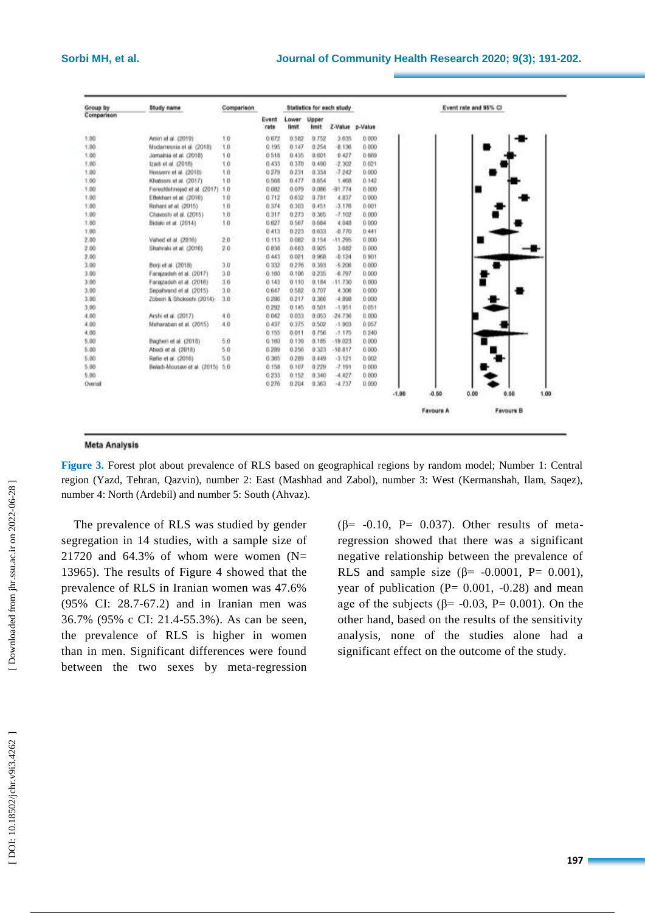Group by Comparison | Study name | Comparison | Statistics for each study | Event rate and 95% CI

Event rate | Lower limit | Upper limit | Z-Value | p-Value

1.00 Amiri et al. (2019) 1.0 0.672 0.582 0.752 3.635 0.000

1.00 Modarresnia et al. (2018) 1.0 0.195 0.147 0.254 -8.136 0.000

1.00 Jamalnia et al. (2018) 1.0 0.518 0.435 0.601 0.427 0.669

1.00 Izadi et al. (2018) 1.0 0.433 0.378 0.490 -2.302 0.021

1.00 Hosseini et al. (2018) 1.0 0.279 0.231 0.334 -7.242 0.000

1.00 Khatooni et al. (2017) 1.0 0.568 0.477 0.654 1.468 0.142

1.00 Fereshtehnejad et al. (2017) 1.0 0.082 0.079 0.086 -91.774 0.000

1.00 Eftekhari et al. (2016) 1.0 0.712 0.632 0.781 4.837 0.000

1.00 Rohani et al. (2015) 1.0 0.374 0.303 0.451 -3.176 0.001

1.00 Chavoshi et al. (2015) 1.0 0.317 0.273 0.365 -7.102 0.000

1.00 Bidaki et al. (2014) 1.0 0.627 0.567 0.684 4.048 0.000

1.00 0.413 0.223 0.633 -0.770 0.441

2.00 Vahed et al. (2016) 2.0 0.113 0.082 0.154 -11.295 0.000

2.00 Shahraki et al. (2016) 2.0 0.838 0.683 0.925 3.682 0.000

2.00 0.443 0.021 0.968 -0.124 0.901

3.00 Borji et al. (2018) 3.0 0.332 0.276 0.393 -5.206 0.000

3.00 Farajzadeh et al. (2017) 3.0 0.160 0.106 0.235 -6.797 0.000

3.00 Farajzadeh et al. (2016) 3.0 0.143 0.110 0.184 -11.730 0.000

3.00 Sepahvand et al. (2015) 3.0 0.647 0.582 0.707 4.306 0.000

3.00 Zobeiri & Shokoohi (2014) 3.0 0.286 0.217 0.366 -4.898 0.000

3.00 0.292 0.145 0.501 -1.951 0.051

4.00 Arshi et al. (2017) 4.0 0.042 0.033 0.053 -24.736 0.000

4.00 Meharaban et al. (2015) 4.0 0.437 0.375 0.502 -1.903 0.057

4.00 0.155 0.011 0.756 -1.175 0.240

5.00 Bagheri et al. (2018) 5.0 0.160 0.139 0.185 -19.023 0.000

5.00 Abedi et al. (2018) 5.0 0.289 0.258 0.323 -10.817 0.000

5.00 Rafie et al. (2016) 5.0 0.365 0.289 0.449 -3.121 0.002

5.00 Beladi-Mousavi et al. (2015) 5.0 0.158 0.107 0.229 -7.191 0.000

5.00 0.233 0.152 0.340 -4.427 0.000

Overall 0.276 0.204 0.363 -4.737 0.000

-1.00 -0.50 0.00 0.50 1.00

Favours A Favours B

Meta Analysis

**Figure 3.** Forest plot about prevalence of RLS based on geographical regions by random model; Number 1: Central region (Yazd, Tehran, Qazvin), number 2: East (Mashhad and Zabol), number 3: West (Kermanshah, Ilam, Saqez), number 4: North (Ardebil) and number 5: South (Ahvaz).

The prevalence of RLS was studied by gender segregation in 14 studies, with a sample size of 21720 and 64.3% of whom were women (N= 13965). The results of Figure 4 showed that the prevalence of RLS in Iranian women was 47.6% (95% CI: 28.7-67.2) and in Iranian men was 36.7% (95% c CI: 21.4-55.3%). As can be seen, the prevalence of RLS is higher in women than in men. Significant differences were found between the two sexes by meta-regression ($\beta$= -0.10, P= 0.037). Other results of meta-regression showed that there was a significant negative relationship between the prevalence of RLS and sample size ($\beta$= -0.0001, P= 0.001), year of publication (P= 0.001, -0.28) and mean age of the subjects ($\beta$= -0.03, P= 0.001). On the other hand, based on the results of the sensitivity analysis, none of the studies alone had a significant effect on the outcome of the study.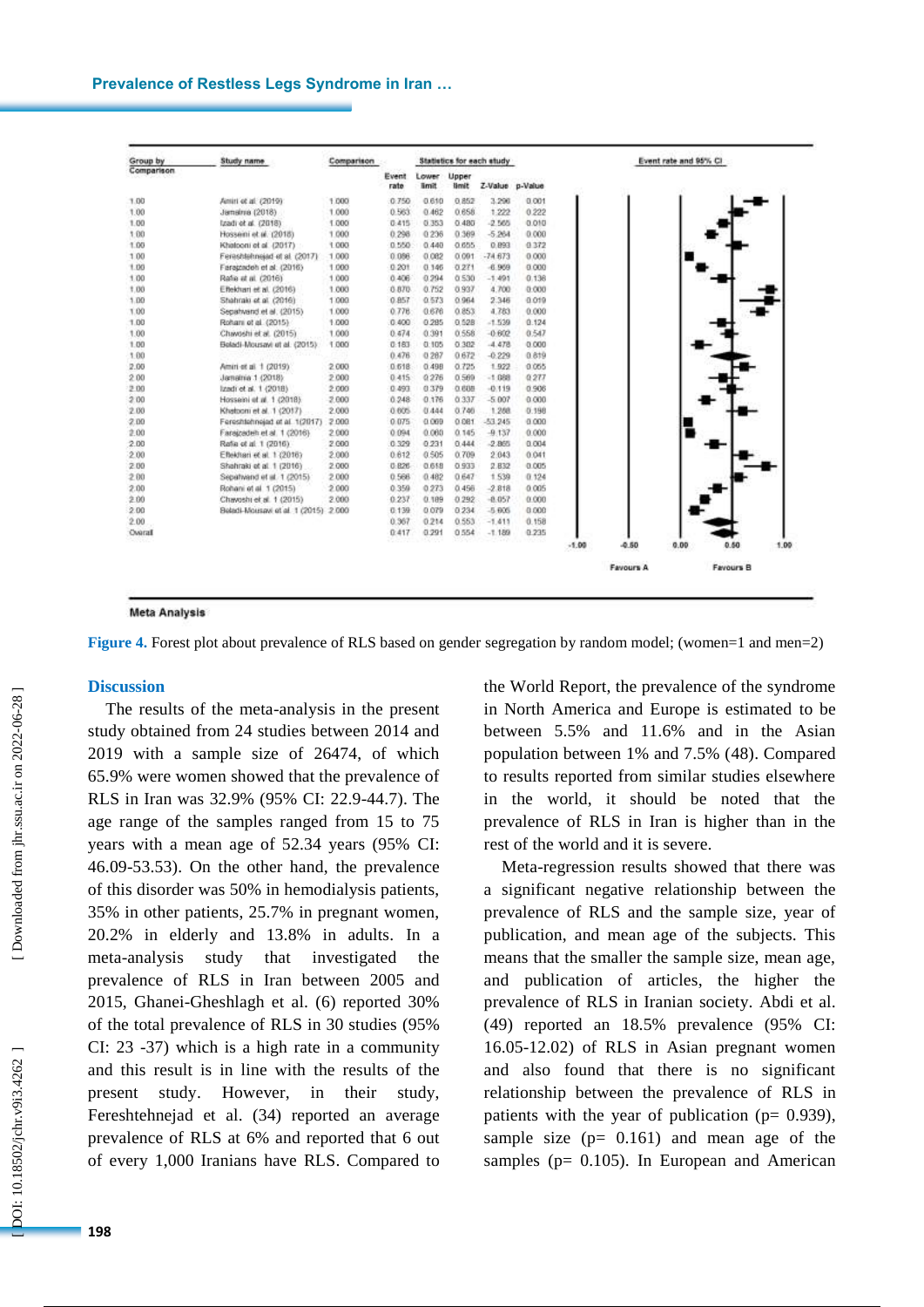| Group by Comparison | Study name | Comparison | Statistics for each study | | | | |
|---|---|---|---|---|---|---|---|
| | | | Event rate | Lower limit | Upper limit | Z-Value | p-Value |
| 1.00 | Amiri et al. (2019) | 1.000 | 0.750 | 0.610 | 0.852 | 3.298 | 0.001 |
| 1.00 | Jamalnia (2018) | 1.000 | 0.563 | 0.462 | 0.658 | 1.222 | 0.222 |
| 1.00 | Izadi et al. (2018) | 1.000 | 0.415 | 0.353 | 0.480 | -2.565 | 0.010 |
| 1.00 | Hosseini et al. (2018) | 1.000 | 0.298 | 0.236 | 0.369 | -5.264 | 0.000 |
| 1.00 | Khatooni et al. (2017) | 1.000 | 0.550 | 0.440 | 0.655 | 0.893 | 0.372 |
| 1.00 | Fereshtehnejad et al. (2017) | 1.000 | 0.086 | 0.082 | 0.091 | -74.673 | 0.000 |
| 1.00 | Farajzadeh et al. (2016) | 1.000 | 0.201 | 0.146 | 0.271 | -6.969 | 0.000 |
| 1.00 | Rafie et al. (2016) | 1.000 | 0.406 | 0.294 | 0.530 | -1.491 | 0.136 |
| 1.00 | Eftekhari et al. (2016) | 1.000 | 0.870 | 0.752 | 0.937 | 4.700 | 0.000 |
| 1.00 | Shahraki et al. (2016) | 1.000 | 0.857 | 0.573 | 0.964 | 2.346 | 0.019 |
| 1.00 | Sepahvand et al. (2015) | 1.000 | 0.778 | 0.676 | 0.853 | 4.783 | 0.000 |
| 1.00 | Rohani et al. (2015) | 1.000 | 0.400 | 0.285 | 0.528 | -1.539 | 0.124 |
| 1.00 | Chavoshi et al. (2015) | 1.000 | 0.474 | 0.391 | 0.558 | -0.602 | 0.547 |
| 1.00 | Beladi-Mousavi et al. (2015) | 1.000 | 0.183 | 0.105 | 0.302 | -4.478 | 0.000 |
| 1.00 | | | 0.476 | 0.287 | 0.672 | -0.229 | 0.819 |
| 2.00 | Amiri et al. 1 (2019) | 2.000 | 0.618 | 0.498 | 0.725 | 1.922 | 0.055 |
| 2.00 | Jamalnia 1 (2018) | 2.000 | 0.415 | 0.276 | 0.569 | -1.088 | 0.277 |
| 2.00 | Izadi et al. 1 (2018) | 2.000 | 0.493 | 0.379 | 0.608 | -0.119 | 0.906 |
| 2.00 | Hosseini et al. 1 (2018) | 2.000 | 0.248 | 0.176 | 0.337 | -5.007 | 0.000 |
| 2.00 | Khatooni et al. 1 (2017) | 2.000 | 0.605 | 0.444 | 0.746 | 1.288 | 0.198 |
| 2.00 | Fereshtehnejad et al. 1(2017) | 2.000 | 0.075 | 0.069 | 0.081 | -53.245 | 0.000 |
| 2.00 | Farajzadeh et al. 1 (2016) | 2.000 | 0.094 | 0.060 | 0.145 | -9.137 | 0.000 |
| 2.00 | Rafie et al. 1 (2016) | 2.000 | 0.329 | 0.231 | 0.444 | -2.865 | 0.004 |
| 2.00 | Eftekhari et al. 1 (2016) | 2.000 | 0.612 | 0.505 | 0.709 | 2.043 | 0.041 |
| 2.00 | Shahraki et al. 1 (2016) | 2.000 | 0.826 | 0.618 | 0.933 | 2.832 | 0.005 |
| 2.00 | Sepahvand et al. 1 (2015) | 2.000 | 0.566 | 0.482 | 0.647 | 1.539 | 0.124 |
| 2.00 | Rohani et al. 1 (2015) | 2.000 | 0.359 | 0.273 | 0.456 | -2.818 | 0.005 |
| 2.00 | Chavoshi et al. 1 (2015) | 2.000 | 0.237 | 0.189 | 0.292 | -8.057 | 0.000 |
| 2.00 | Beladi-Mousavi et al. 1 (2015) | 2.000 | 0.139 | 0.079 | 0.234 | -5.605 | 0.000 |
| 2.00 | | | 0.367 | 0.214 | 0.553 | -1.411 | 0.158 |
| Overall | | | 0.417 | 0.291 | 0.554 | -1.189 | 0.235 |

Event rate and 95% CI

-1.00 -0.50 0.00 0.50 1.00

Favours A Favours B

Meta Analysis

**Figure 4.** Forest plot about prevalence of RLS based on gender segregation by random model; (women=1 and men=2)

## Discussion

The results of the meta-analysis in the present study obtained from 24 studies between 2014 and 2019 with a sample size of 26474, of which 65.9% were women showed that the prevalence of RLS in Iran was 32.9% (95% CI: 22.9-44.7). The age range of the samples ranged from 15 to 75 years with a mean age of 52.34 years (95% CI: 46.09-53.53). On the other hand, the prevalence of this disorder was 50% in hemodialysis patients, 35% in other patients, 25.7% in pregnant women, 20.2% in elderly and 13.8% in adults. In a meta-analysis study that investigated the prevalence of RLS in Iran between 2005 and 2015, Ghanei-Gheshlagh et al. (6) reported 30% of the total prevalence of RLS in 30 studies (95% CI: 23 -37) which is a high rate in a community and this result is in line with the results of the present study. However, in their study, Fereshtehnejad et al. (34) reported an average prevalence of RLS at 6% and reported that 6 out of every 1,000 Iranians have RLS. Compared to the World Report, the prevalence of the syndrome in North America and Europe is estimated to be between 5.5% and 11.6% and in the Asian population between 1% and 7.5% (48). Compared to results reported from similar studies elsewhere in the world, it should be noted that the prevalence of RLS in Iran is higher than in the rest of the world and it is severe.

Meta-regression results showed that there was a significant negative relationship between the prevalence of RLS and the sample size, year of publication, and mean age of the subjects. This means that the smaller the sample size, mean age, and publication of articles, the higher the prevalence of RLS in Iranian society. Abdi et al. (49) reported an 18.5% prevalence (95% CI: 16.05-12.02) of RLS in Asian pregnant women and also found that there is no significant relationship between the prevalence of RLS in patients with the year of publication (p= 0.939), sample size (p= 0.161) and mean age of the samples (p= 0.105). In European and American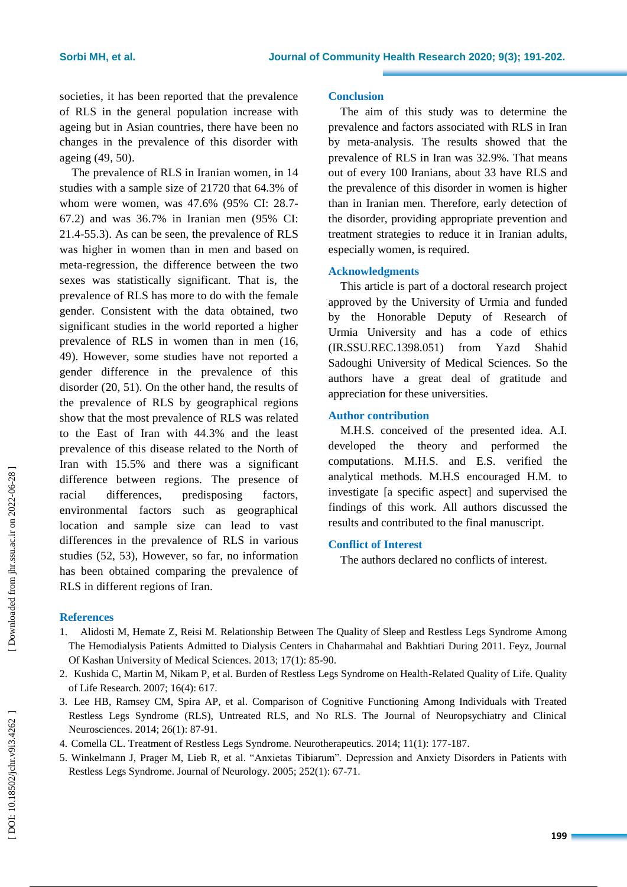societies, it has been reported that the prevalence of RLS in the general population increase with ageing but in Asian countries, there have been no changes in the prevalence of this disorder with ageing (49, 50).

The prevalence of RLS in Iranian women, in 14 studies with a sample size of 21720 that 64.3% of whom were women, was 47.6% (95% CI: 28.7-67.2) and was 36.7% in Iranian men (95% CI: 21.4-55.3). As can be seen, the prevalence of RLS was higher in women than in men and based on meta-regression, the difference between the two sexes was statistically significant. That is, the prevalence of RLS has more to do with the female gender. Consistent with the data obtained, two significant studies in the world reported a higher prevalence of RLS in women than in men (16, 49). However, some studies have not reported a gender difference in the prevalence of this disorder (20, 51). On the other hand, the results of the prevalence of RLS by geographical regions show that the most prevalence of RLS was related to the East of Iran with 44.3% and the least prevalence of this disease related to the North of Iran with 15.5% and there was a significant difference between regions. The presence of racial differences, predisposing factors, environmental factors such as geographical location and sample size can lead to vast differences in the prevalence of RLS in various studies (52, 53), However, so far, no information has been obtained comparing the prevalence of RLS in different regions of Iran.

## Conclusion

The aim of this study was to determine the prevalence and factors associated with RLS in Iran by meta-analysis. The results showed that the prevalence of RLS in Iran was 32.9%. That means out of every 100 Iranians, about 33 have RLS and the prevalence of this disorder in women is higher than in Iranian men. Therefore, early detection of the disorder, providing appropriate prevention and treatment strategies to reduce it in Iranian adults, especially women, is required.

## Acknowledgments

This article is part of a doctoral research project approved by the University of Urmia and funded by the Honorable Deputy of Research of Urmia University and has a code of ethics (IR.SSU.REC.1398.051) from Yazd Shahid Sadoughi University of Medical Sciences. So the authors have a great deal of gratitude and appreciation for these universities.

## Author contribution

M.H.S. conceived of the presented idea. A.I. developed the theory and performed the computations. M.H.S. and E.S. verified the analytical methods. M.H.S encouraged H.M. to investigate [a specific aspect] and supervised the findings of this work. All authors discussed the results and contributed to the final manuscript.

## Conflict of Interest

The authors declared no conflicts of interest.

## References

1. Alidosti M, Hemate Z, Reisi M. Relationship Between The Quality of Sleep and Restless Legs Syndrome Among The Hemodialysis Patients Admitted to Dialysis Centers in Chaharmahal and Bakhtiari During 2011. Feyz, Journal Of Kashan University of Medical Sciences. 2013; 17(1): 85-90.
2. Kushida C, Martin M, Nikam P, et al. Burden of Restless Legs Syndrome on Health-Related Quality of Life. Quality of Life Research. 2007; 16(4): 617.
3. Lee HB, Ramsey CM, Spira AP, et al. Comparison of Cognitive Functioning Among Individuals with Treated Restless Legs Syndrome (RLS), Untreated RLS, and No RLS. The Journal of Neuropsychiatry and Clinical Neurosciences. 2014; 26(1): 87-91.
4. Comella CL. Treatment of Restless Legs Syndrome. Neurotherapeutics. 2014; 11(1): 177-187.
5. Winkelmann J, Prager M, Lieb R, et al. "Anxietas Tibiarum". Depression and Anxiety Disorders in Patients with Restless Legs Syndrome. Journal of Neurology. 2005; 252(1): 67-71.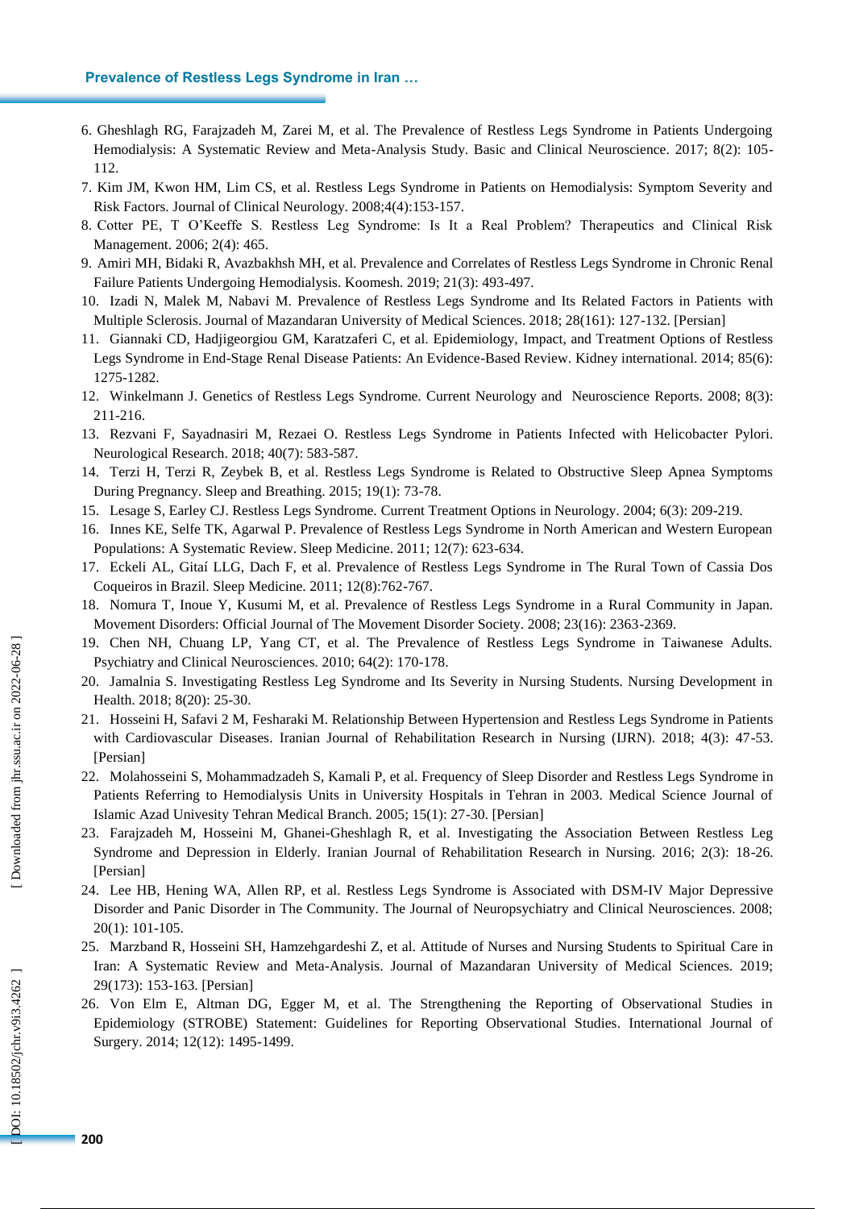6. Gheshlagh RG, Farajzadeh M, Zarei M, et al. The Prevalence of Restless Legs Syndrome in Patients Undergoing Hemodialysis: A Systematic Review and Meta-Analysis Study. Basic and Clinical Neuroscience. 2017; 8(2): 105-112.
7. Kim JM, Kwon HM, Lim CS, et al. Restless Legs Syndrome in Patients on Hemodialysis: Symptom Severity and Risk Factors. Journal of Clinical Neurology. 2008;4(4):153-157.
8. Cotter PE, T O'Keeffe S. Restless Leg Syndrome: Is It a Real Problem? Therapeutics and Clinical Risk Management. 2006; 2(4): 465.
9. Amiri MH, Bidaki R, Avazbakhsh MH, et al. Prevalence and Correlates of Restless Legs Syndrome in Chronic Renal Failure Patients Undergoing Hemodialysis. Koomesh. 2019; 21(3): 493-497.
10. Izadi N, Malek M, Nabavi M. Prevalence of Restless Legs Syndrome and Its Related Factors in Patients with Multiple Sclerosis. Journal of Mazandaran University of Medical Sciences. 2018; 28(161): 127-132. [Persian]
11. Giannaki CD, Hadjigeorgiou GM, Karatzaferi C, et al. Epidemiology, Impact, and Treatment Options of Restless Legs Syndrome in End-Stage Renal Disease Patients: An Evidence-Based Review. Kidney international. 2014; 85(6): 1275-1282.
12. Winkelmann J. Genetics of Restless Legs Syndrome. Current Neurology and Neuroscience Reports. 2008; 8(3): 211-216.
13. Rezvani F, Sayadnasiri M, Rezaei O. Restless Legs Syndrome in Patients Infected with Helicobacter Pylori. Neurological Research. 2018; 40(7): 583-587.
14. Terzi H, Terzi R, Zeybek B, et al. Restless Legs Syndrome is Related to Obstructive Sleep Apnea Symptoms During Pregnancy. Sleep and Breathing. 2015; 19(1): 73-78.
15. Lesage S, Earley CJ. Restless Legs Syndrome. Current Treatment Options in Neurology. 2004; 6(3): 209-219.
16. Innes KE, Selfe TK, Agarwal P. Prevalence of Restless Legs Syndrome in North American and Western European Populations: A Systematic Review. Sleep Medicine. 2011; 12(7): 623-634.
17. Eckeli AL, Gitaí LLG, Dach F, et al. Prevalence of Restless Legs Syndrome in The Rural Town of Cassia Dos Coqueiros in Brazil. Sleep Medicine. 2011; 12(8):762-767.
18. Nomura T, Inoue Y, Kusumi M, et al. Prevalence of Restless Legs Syndrome in a Rural Community in Japan. Movement Disorders: Official Journal of The Movement Disorder Society. 2008; 23(16): 2363-2369.
19. Chen NH, Chuang LP, Yang CT, et al. The Prevalence of Restless Legs Syndrome in Taiwanese Adults. Psychiatry and Clinical Neurosciences. 2010; 64(2): 170-178.
20. Jamalnia S. Investigating Restless Leg Syndrome and Its Severity in Nursing Students. Nursing Development in Health. 2018; 8(20): 25-30.
21. Hosseini H, Safavi 2 M, Fesharaki M. Relationship Between Hypertension and Restless Legs Syndrome in Patients with Cardiovascular Diseases. Iranian Journal of Rehabilitation Research in Nursing (IJRN). 2018; 4(3): 47-53. [Persian]
22. Molahosseini S, Mohammadzadeh S, Kamali P, et al. Frequency of Sleep Disorder and Restless Legs Syndrome in Patients Referring to Hemodialysis Units in University Hospitals in Tehran in 2003. Medical Science Journal of Islamic Azad Univesity Tehran Medical Branch. 2005; 15(1): 27-30. [Persian]
23. Farajzadeh M, Hosseini M, Ghanei-Gheshlagh R, et al. Investigating the Association Between Restless Leg Syndrome and Depression in Elderly. Iranian Journal of Rehabilitation Research in Nursing. 2016; 2(3): 18-26. [Persian]
24. Lee HB, Hening WA, Allen RP, et al. Restless Legs Syndrome is Associated with DSM-IV Major Depressive Disorder and Panic Disorder in The Community. The Journal of Neuropsychiatry and Clinical Neurosciences. 2008; 20(1): 101-105.
25. Marzband R, Hosseini SH, Hamzehgardeshi Z, et al. Attitude of Nurses and Nursing Students to Spiritual Care in Iran: A Systematic Review and Meta-Analysis. Journal of Mazandaran University of Medical Sciences. 2019; 29(173): 153-163. [Persian]
26. Von Elm E, Altman DG, Egger M, et al. The Strengthening the Reporting of Observational Studies in Epidemiology (STROBE) Statement: Guidelines for Reporting Observational Studies. International Journal of Surgery. 2014; 12(12): 1495-1499.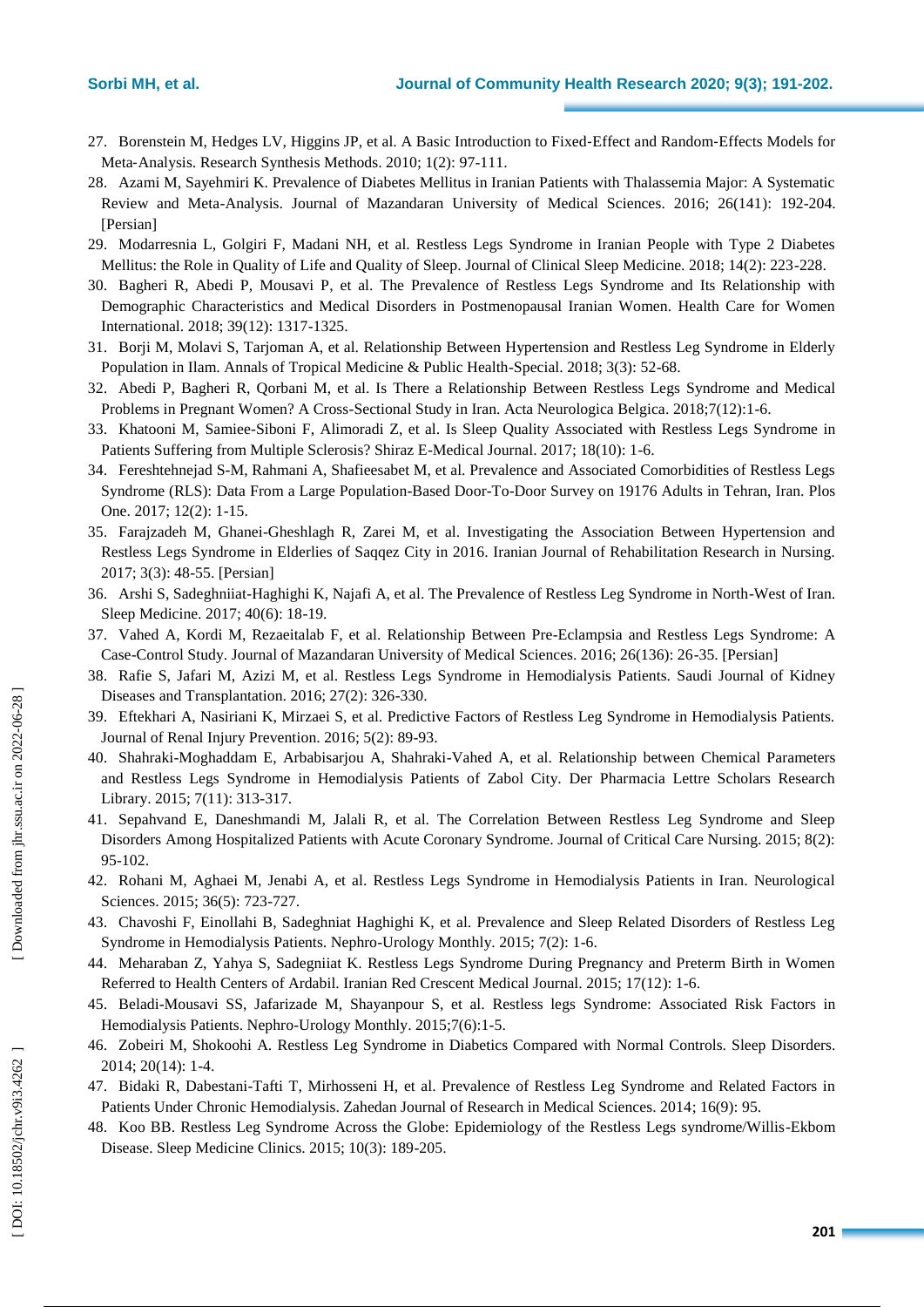27. Borenstein M, Hedges LV, Higgins JP, et al. A Basic Introduction to Fixed‐Effect and Random‐Effects Models for Meta‐Analysis. Research Synthesis Methods. 2010; 1(2): 97-111.
28. Azami M, Sayehmiri K. Prevalence of Diabetes Mellitus in Iranian Patients with Thalassemia Major: A Systematic Review and Meta-Analysis. Journal of Mazandaran University of Medical Sciences. 2016; 26(141): 192-204. [Persian]
29. Modarresnia L, Golgiri F, Madani NH, et al. Restless Legs Syndrome in Iranian People with Type 2 Diabetes Mellitus: the Role in Quality of Life and Quality of Sleep. Journal of Clinical Sleep Medicine. 2018; 14(2): 223-228.
30. Bagheri R, Abedi P, Mousavi P, et al. The Prevalence of Restless Legs Syndrome and Its Relationship with Demographic Characteristics and Medical Disorders in Postmenopausal Iranian Women. Health Care for Women International. 2018; 39(12): 1317-1325.
31. Borji M, Molavi S, Tarjoman A, et al. Relationship Between Hypertension and Restless Leg Syndrome in Elderly Population in Ilam. Annals of Tropical Medicine & Public Health-Special. 2018; 3(3): 52-68.
32. Abedi P, Bagheri R, Qorbani M, et al. Is There a Relationship Between Restless Legs Syndrome and Medical Problems in Pregnant Women? A Cross-Sectional Study in Iran. Acta Neurologica Belgica. 2018;7(12):1-6.
33. Khatooni M, Samiee-Siboni F, Alimoradi Z, et al. Is Sleep Quality Associated with Restless Legs Syndrome in Patients Suffering from Multiple Sclerosis? Shiraz E-Medical Journal. 2017; 18(10): 1-6.
34. Fereshtehnejad S-M, Rahmani A, Shafieesabet M, et al. Prevalence and Associated Comorbidities of Restless Legs Syndrome (RLS): Data From a Large Population-Based Door-To-Door Survey on 19176 Adults in Tehran, Iran. Plos One. 2017; 12(2): 1-15.
35. Farajzadeh M, Ghanei-Gheshlagh R, Zarei M, et al. Investigating the Association Between Hypertension and Restless Legs Syndrome in Elderlies of Saqqez City in 2016. Iranian Journal of Rehabilitation Research in Nursing. 2017; 3(3): 48-55. [Persian]
36. Arshi S, Sadeghniiat-Haghighi K, Najafi A, et al. The Prevalence of Restless Leg Syndrome in North-West of Iran. Sleep Medicine. 2017; 40(6): 18-19.
37. Vahed A, Kordi M, Rezaeitalab F, et al. Relationship Between Pre-Eclampsia and Restless Legs Syndrome: A Case-Control Study. Journal of Mazandaran University of Medical Sciences. 2016; 26(136): 26-35. [Persian]
38. Rafie S, Jafari M, Azizi M, et al. Restless Legs Syndrome in Hemodialysis Patients. Saudi Journal of Kidney Diseases and Transplantation. 2016; 27(2): 326-330.
39. Eftekhari A, Nasiriani K, Mirzaei S, et al. Predictive Factors of Restless Leg Syndrome in Hemodialysis Patients. Journal of Renal Injury Prevention. 2016; 5(2): 89-93.
40. Shahraki-Moghaddam E, Arbabisarjou A, Shahraki-Vahed A, et al. Relationship between Chemical Parameters and Restless Legs Syndrome in Hemodialysis Patients of Zabol City. Der Pharmacia Lettre Scholars Research Library. 2015; 7(11): 313-317.
41. Sepahvand E, Daneshmandi M, Jalali R, et al. The Correlation Between Restless Leg Syndrome and Sleep Disorders Among Hospitalized Patients with Acute Coronary Syndrome. Journal of Critical Care Nursing. 2015; 8(2): 95-102.
42. Rohani M, Aghaei M, Jenabi A, et al. Restless Legs Syndrome in Hemodialysis Patients in Iran. Neurological Sciences. 2015; 36(5): 723-727.
43. Chavoshi F, Einollahi B, Sadeghniat Haghighi K, et al. Prevalence and Sleep Related Disorders of Restless Leg Syndrome in Hemodialysis Patients. Nephro-Urology Monthly. 2015; 7(2): 1-6.
44. Meharaban Z, Yahya S, Sadegniiat K. Restless Legs Syndrome During Pregnancy and Preterm Birth in Women Referred to Health Centers of Ardabil. Iranian Red Crescent Medical Journal. 2015; 17(12): 1-6.
45. Beladi-Mousavi SS, Jafarizade M, Shayanpour S, et al. Restless legs Syndrome: Associated Risk Factors in Hemodialysis Patients. Nephro-Urology Monthly. 2015;7(6):1-5.
46. Zobeiri M, Shokoohi A. Restless Leg Syndrome in Diabetics Compared with Normal Controls. Sleep Disorders. 2014; 20(14): 1-4.
47. Bidaki R, Dabestani-Tafti T, Mirhosseni H, et al. Prevalence of Restless Leg Syndrome and Related Factors in Patients Under Chronic Hemodialysis. Zahedan Journal of Research in Medical Sciences. 2014; 16(9): 95.
48. Koo BB. Restless Leg Syndrome Across the Globe: Epidemiology of the Restless Legs syndrome/Willis-Ekbom Disease. Sleep Medicine Clinics. 2015; 10(3): 189-205.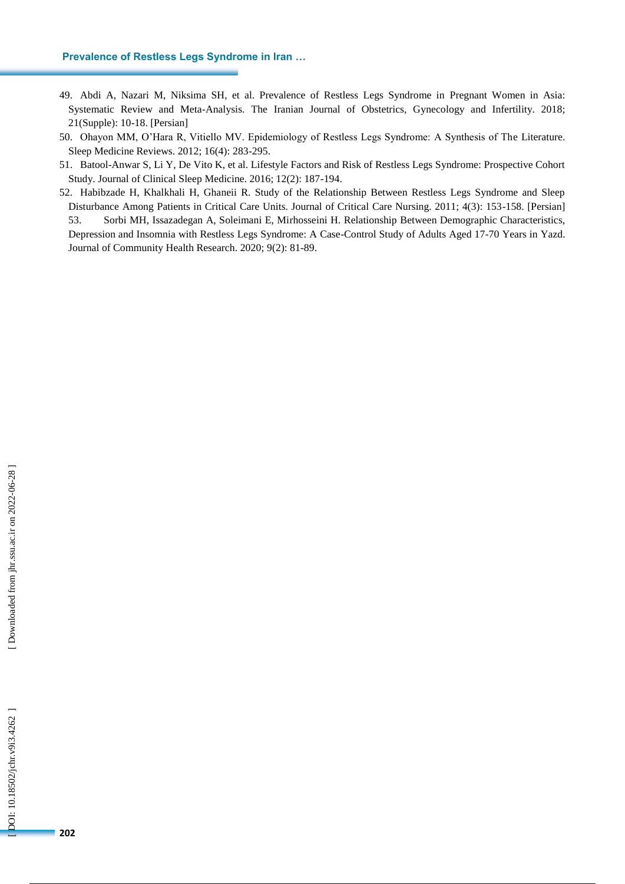49. Abdi A, Nazari M, Niksima SH, et al. Prevalence of Restless Legs Syndrome in Pregnant Women in Asia: Systematic Review and Meta-Analysis. The Iranian Journal of Obstetrics, Gynecology and Infertility. 2018; 21(Supple): 10-18. [Persian]
50. Ohayon MM, O'Hara R, Vitiello MV. Epidemiology of Restless Legs Syndrome: A Synthesis of The Literature. Sleep Medicine Reviews. 2012; 16(4): 283-295.
51. Batool-Anwar S, Li Y, De Vito K, et al. Lifestyle Factors and Risk of Restless Legs Syndrome: Prospective Cohort Study. Journal of Clinical Sleep Medicine. 2016; 12(2): 187-194.
52. Habibzade H, Khalkhali H, Ghaneii R. Study of the Relationship Between Restless Legs Syndrome and Sleep Disturbance Among Patients in Critical Care Units. Journal of Critical Care Nursing. 2011; 4(3): 153-158. [Persian]
53. Sorbi MH, Issazadegan A, Soleimani E, Mirhosseini H. Relationship Between Demographic Characteristics, Depression and Insomnia with Restless Legs Syndrome: A Case-Control Study of Adults Aged 17-70 Years in Yazd. Journal of Community Health Research. 2020; 9(2): 81-89.